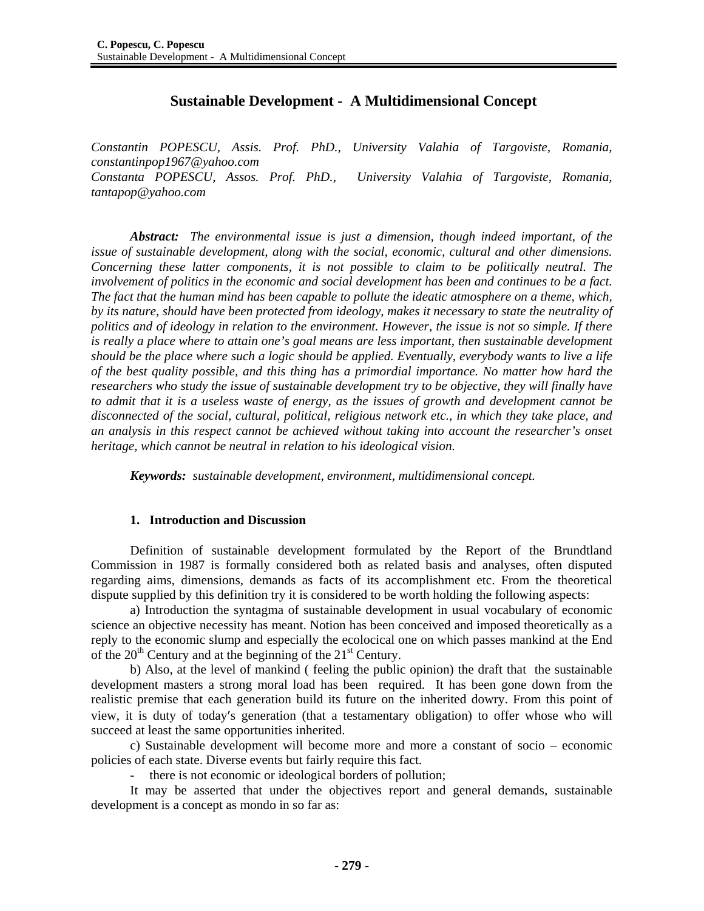# Sustainable Development - A Multidimensional Concept

*Constantin POPESCU, Assis. Prof. PhD., University Valahia of Targoviste, Romania, constantinpop1967@yahoo.com*
*Constanta POPESCU, Assos. Prof. PhD., University Valahia of Targoviste, Romania, tantapop@yahoo.com*

***Abstract:*** *The environmental issue is just a dimension, though indeed important, of the issue of sustainable development, along with the social, economic, cultural and other dimensions. Concerning these latter components, it is not possible to claim to be politically neutral. The involvement of politics in the economic and social development has been and continues to be a fact. The fact that the human mind has been capable to pollute the ideatic atmosphere on a theme, which, by its nature, should have been protected from ideology, makes it necessary to state the neutrality of politics and of ideology in relation to the environment. However, the issue is not so simple. If there is really a place where to attain one's goal means are less important, then sustainable development should be the place where such a logic should be applied. Eventually, everybody wants to live a life of the best quality possible, and this thing has a primordial importance. No matter how hard the researchers who study the issue of sustainable development try to be objective, they will finally have to admit that it is a useless waste of energy, as the issues of growth and development cannot be disconnected of the social, cultural, political, religious network etc., in which they take place, and an analysis in this respect cannot be achieved without taking into account the researcher's onset heritage, which cannot be neutral in relation to his ideological vision.*

***Keywords:*** *sustainable development, environment, multidimensional concept.*

## 1. Introduction and Discussion

Definition of sustainable development formulated by the Report of the Brundtland Commission in 1987 is formally considered both as related basis and analyses, often disputed regarding aims, dimensions, demands as facts of its accomplishment etc. From the theoretical dispute supplied by this definition try it is considered to be worth holding the following aspects:

a) Introduction the syntagma of sustainable development in usual vocabulary of economic science an objective necessity has meant. Notion has been conceived and imposed theoretically as a reply to the economic slump and especially the ecolocical one on which passes mankind at the End of the 20th Century and at the beginning of the 21st Century.

b) Also, at the level of mankind ( feeling the public opinion) the draft that the sustainable development masters a strong moral load has been required. It has been gone down from the realistic premise that each generation build its future on the inherited dowry. From this point of view, it is duty of today′s generation (that a testamentary obligation) to offer whose who will succeed at least the same opportunities inherited.

c) Sustainable development will become more and more a constant of socio – economic policies of each state. Diverse events but fairly require this fact.

- there is not economic or ideological borders of pollution;

It may be asserted that under the objectives report and general demands, sustainable development is a concept as mondo in so far as: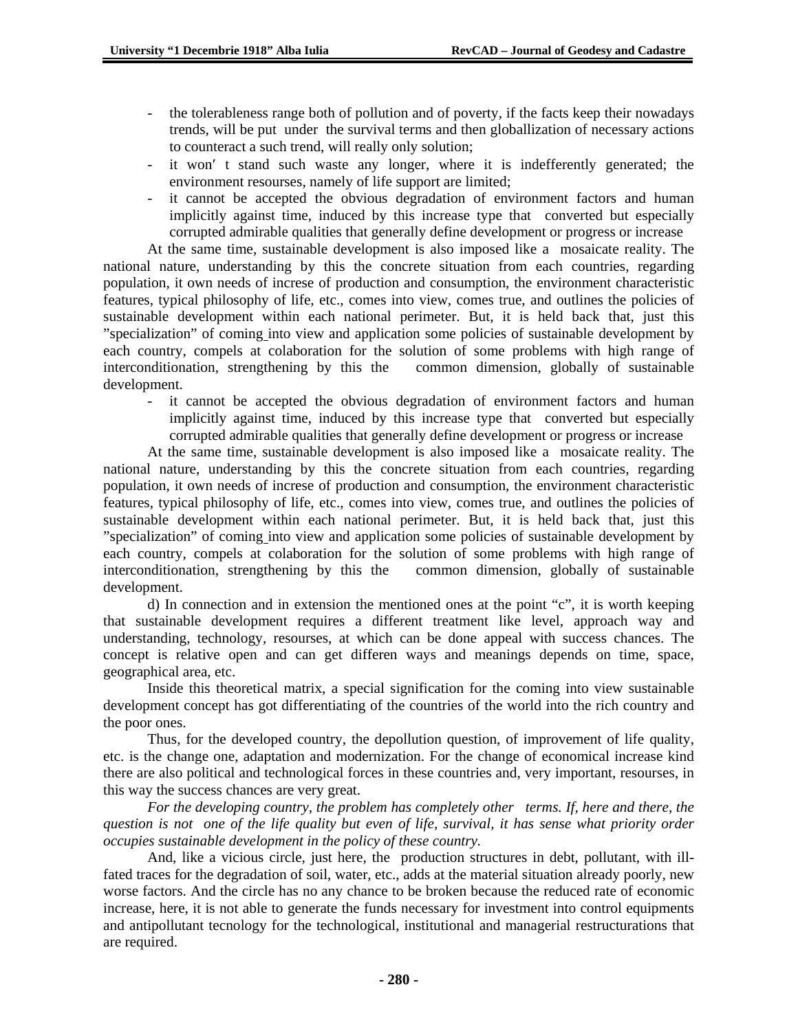- the tolerableness range both of pollution and of poverty, if the facts keep their nowadays trends, will be put under the survival terms and then globallization of necessary actions to counteract a such trend, will really only solution;
- it won′ t stand such waste any longer, where it is indefferently generated; the environment resourses, namely of life support are limited;
- it cannot be accepted the obvious degradation of environment factors and human implicitly against time, induced by this increase type that converted but especially corrupted admirable qualities that generally define development or progress or increase

At the same time, sustainable development is also imposed like a mosaicate reality. The national nature, understanding by this the concrete situation from each countries, regarding population, it own needs of increse of production and consumption, the environment characteristic features, typical philosophy of life, etc., comes into view, comes true, and outlines the policies of sustainable development within each national perimeter. But, it is held back that, just this "specialization" of coming into view and application some policies of sustainable development by each country, compels at colaboration for the solution of some problems with high range of interconditionation, strengthening by this the common dimension, globally of sustainable development.

- it cannot be accepted the obvious degradation of environment factors and human implicitly against time, induced by this increase type that converted but especially corrupted admirable qualities that generally define development or progress or increase

At the same time, sustainable development is also imposed like a mosaicate reality. The national nature, understanding by this the concrete situation from each countries, regarding population, it own needs of increse of production and consumption, the environment characteristic features, typical philosophy of life, etc., comes into view, comes true, and outlines the policies of sustainable development within each national perimeter. But, it is held back that, just this "specialization" of coming into view and application some policies of sustainable development by each country, compels at colaboration for the solution of some problems with high range of interconditionation, strengthening by this the common dimension, globally of sustainable development.

d) In connection and in extension the mentioned ones at the point "c", it is worth keeping that sustainable development requires a different treatment like level, approach way and understanding, technology, resourses, at which can be done appeal with success chances. The concept is relative open and can get differen ways and meanings depends on time, space, geographical area, etc.

Inside this theoretical matrix, a special signification for the coming into view sustainable development concept has got differentiating of the countries of the world into the rich country and the poor ones.

Thus, for the developed country, the depollution question, of improvement of life quality, etc. is the change one, adaptation and modernization. For the change of economical increase kind there are also political and technological forces in these countries and, very important, resourses, in this way the success chances are very great.

*For the developing country, the problem has completely other terms. If, here and there, the question is not one of the life quality but even of life, survival, it has sense what priority order occupies sustainable development in the policy of these country.*

And, like a vicious circle, just here, the production structures in debt, pollutant, with ill-fated traces for the degradation of soil, water, etc., adds at the material situation already poorly, new worse factors. And the circle has no any chance to be broken because the reduced rate of economic increase, here, it is not able to generate the funds necessary for investment into control equipments and antipollutant tecnology for the technological, institutional and managerial restructurations that are required.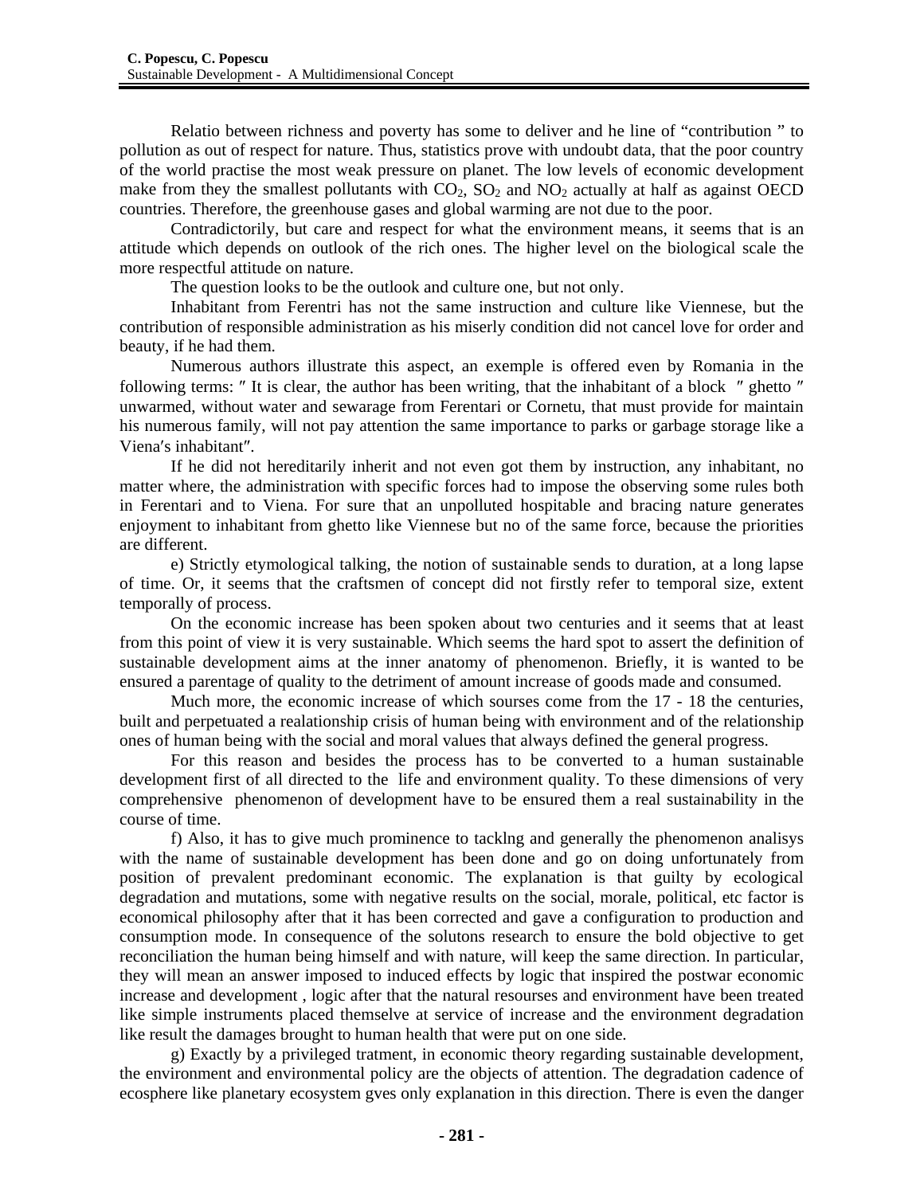Relatio between richness and poverty has some to deliver and he line of “contribution ” to pollution as out of respect for nature. Thus, statistics prove with undoubt data, that the poor country of the world practise the most weak pressure on planet. The low levels of economic development make from they the smallest pollutants with $CO_2$, $SO_2$ and $NO_2$ actually at half as against OECD countries. Therefore, the greenhouse gases and global warming are not due to the poor.

Contradictorily, but care and respect for what the environment means, it seems that is an attitude which depends on outlook of the rich ones. The higher level on the biological scale the more respectful attitude on nature.

The question looks to be the outlook and culture one, but not only.

Inhabitant from Ferentri has not the same instruction and culture like Viennese, but the contribution of responsible administration as his miserly condition did not cancel love for order and beauty, if he had them.

Numerous authors illustrate this aspect, an exemple is offered even by Romania in the following terms: ″ It is clear, the author has been writing, that the inhabitant of a block ″ ghetto ″ unwarmed, without water and sewarage from Ferentari or Cornetu, that must provide for maintain his numerous family, will not pay attention the same importance to parks or garbage storage like a Viena′s inhabitant″.

If he did not hereditarily inherit and not even got them by instruction, any inhabitant, no matter where, the administration with specific forces had to impose the observing some rules both in Ferentari and to Viena. For sure that an unpolluted hospitable and bracing nature generates enjoyment to inhabitant from ghetto like Viennese but no of the same force, because the priorities are different.

e) Strictly etymological talking, the notion of sustainable sends to duration, at a long lapse of time. Or, it seems that the craftsmen of concept did not firstly refer to temporal size, extent temporally of process.

On the economic increase has been spoken about two centuries and it seems that at least from this point of view it is very sustainable. Which seems the hard spot to assert the definition of sustainable development aims at the inner anatomy of phenomenon. Briefly, it is wanted to be ensured a parentage of quality to the detriment of amount increase of goods made and consumed.

Much more, the economic increase of which sourses come from the 17 - 18 the centuries, built and perpetuated a realationship crisis of human being with environment and of the relationship ones of human being with the social and moral values that always defined the general progress.

For this reason and besides the process has to be converted to a human sustainable development first of all directed to the life and environment quality. To these dimensions of very comprehensive phenomenon of development have to be ensured them a real sustainability in the course of time.

f) Also, it has to give much prominence to tacklng and generally the phenomenon analisys with the name of sustainable development has been done and go on doing unfortunately from position of prevalent predominant economic. The explanation is that guilty by ecological degradation and mutations, some with negative results on the social, morale, political, etc factor is economical philosophy after that it has been corrected and gave a configuration to production and consumption mode. In consequence of the solutons research to ensure the bold objective to get reconciliation the human being himself and with nature, will keep the same direction. In particular, they will mean an answer imposed to induced effects by logic that inspired the postwar economic increase and development , logic after that the natural resourses and environment have been treated like simple instruments placed themselve at service of increase and the environment degradation like result the damages brought to human health that were put on one side.

g) Exactly by a privileged tratment, in economic theory regarding sustainable development, the environment and environmental policy are the objects of attention. The degradation cadence of ecosphere like planetary ecosystem gves only explanation in this direction. There is even the danger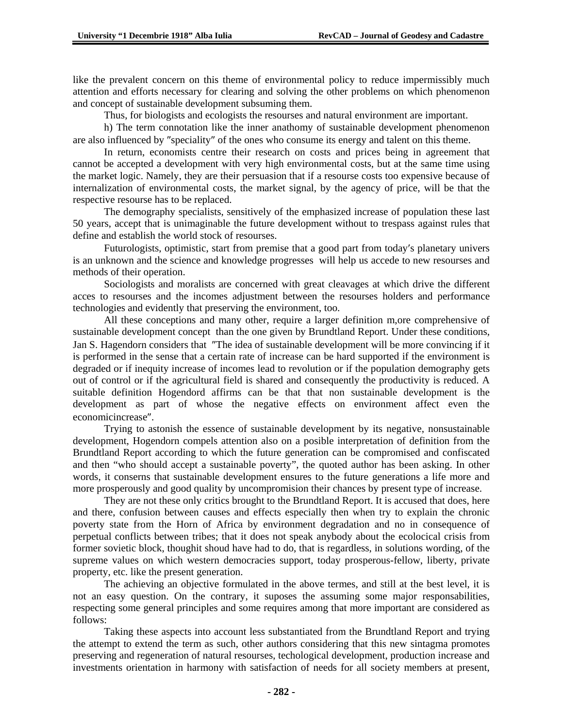like the prevalent concern on this theme of environmental policy to reduce impermissibly much attention and efforts necessary for clearing and solving the other problems on which phenomenon and concept of sustainable development subsuming them.

Thus, for biologists and ecologists the resourses and natural environment are important.

h) The term connotation like the inner anathomy of sustainable development phenomenon are also influenced by ″speciality″ of the ones who consume its energy and talent on this theme.

In return, economists centre their research on costs and prices being in agreement that cannot be accepted a development with very high environmental costs, but at the same time using the market logic. Namely, they are their persuasion that if a resourse costs too expensive because of internalization of environmental costs, the market signal, by the agency of price, will be that the respective resourse has to be replaced.

The demography specialists, sensitively of the emphasized increase of population these last 50 years, accept that is unimaginable the future development without to trespass against rules that define and establish the world stock of resourses.

Futurologists, optimistic, start from premise that a good part from today′s planetary univers is an unknown and the science and knowledge progresses will help us accede to new resourses and methods of their operation.

Sociologists and moralists are concerned with great cleavages at which drive the different acces to resourses and the incomes adjustment between the resourses holders and performance technologies and evidently that preserving the environment, too.

All these conceptions and many other, require a larger definition m,ore comprehensive of sustainable development concept than the one given by Brundtland Report. Under these conditions, Jan S. Hagendorn considers that ″The idea of sustainable development will be more convincing if it is performed in the sense that a certain rate of increase can be hard supported if the environment is degraded or if inequity increase of incomes lead to revolution or if the population demography gets out of control or if the agricultural field is shared and consequently the productivity is reduced. A suitable definition Hogendord affirms can be that that non sustainable development is the development as part of whose the negative effects on environment affect even the economicincrease″.

Trying to astonish the essence of sustainable development by its negative, nonsustainable development, Hogendorn compels attention also on a posible interpretation of definition from the Brundtland Report according to which the future generation can be compromised and confiscated and then "who should accept a sustainable poverty", the quoted author has been asking. In other words, it conserns that sustainable development ensures to the future generations a life more and more prosperously and good quality by uncompromision their chances by present type of increase.

They are not these only critics brought to the Brundtland Report. It is accused that does, here and there, confusion between causes and effects especially then when try to explain the chronic poverty state from the Horn of Africa by environment degradation and no in consequence of perpetual conflicts between tribes; that it does not speak anybody about the ecolocical crisis from former sovietic block, thoughit shoud have had to do, that is regardless, in solutions wording, of the supreme values on which western democracies support, today prosperous-fellow, liberty, private property, etc. like the present generation.

The achieving an objective formulated in the above termes, and still at the best level, it is not an easy question. On the contrary, it suposes the assuming some major responsabilities, respecting some general principles and some requires among that more important are considered as follows:

Taking these aspects into account less substantiated from the Brundtland Report and trying the attempt to extend the term as such, other authors considering that this new sintagma promotes preserving and regeneration of natural resourses, techological development, production increase and investments orientation in harmony with satisfaction of needs for all society members at present,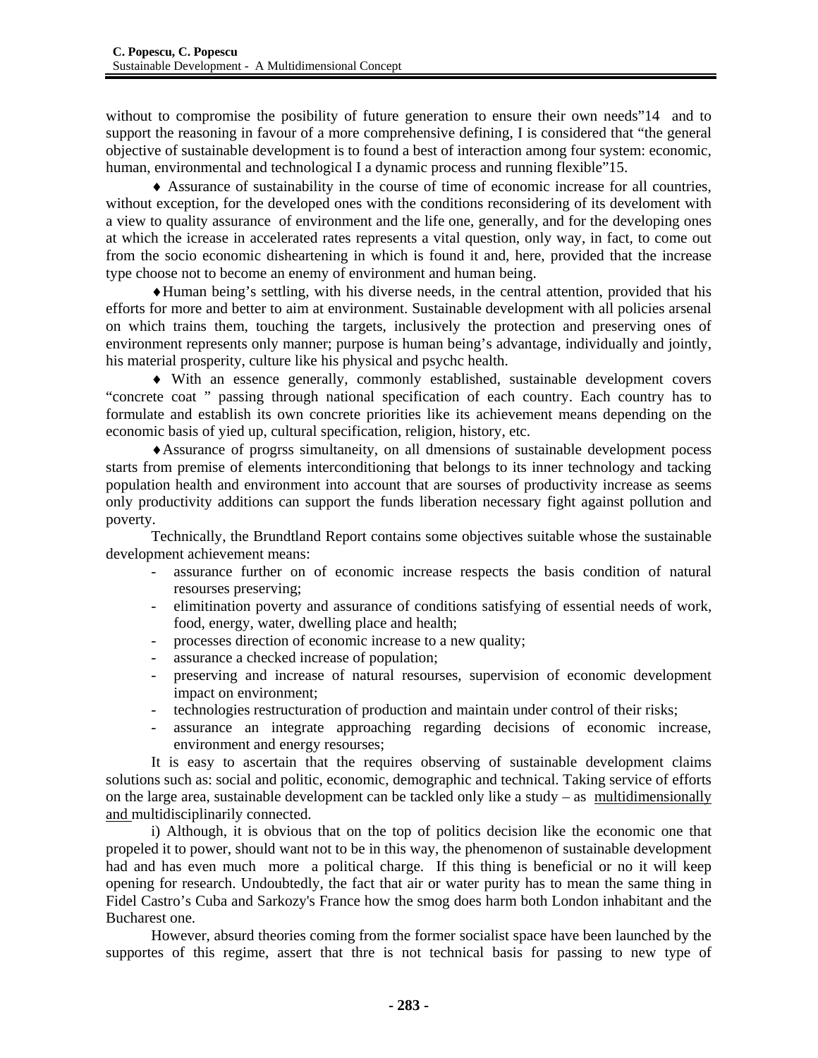without to compromise the posibility of future generation to ensure their own needs"14 and to support the reasoning in favour of a more comprehensive defining, I is considered that "the general objective of sustainable development is to found a best of interaction among four system: economic, human, environmental and technological I a dynamic process and running flexible"15.

♦ Assurance of sustainability in the course of time of economic increase for all countries, without exception, for the developed ones with the conditions reconsidering of its develoment with a view to quality assurance of environment and the life one, generally, and for the developing ones at which the icrease in accelerated rates represents a vital question, only way, in fact, to come out from the socio economic disheartening in which is found it and, here, provided that the increase type choose not to become an enemy of environment and human being.

♦Human being's settling, with his diverse needs, in the central attention, provided that his efforts for more and better to aim at environment. Sustainable development with all policies arsenal on which trains them, touching the targets, inclusively the protection and preserving ones of environment represents only manner; purpose is human being's advantage, individually and jointly, his material prosperity, culture like his physical and psychc health.

♦ With an essence generally, commonly established, sustainable development covers "concrete coat " passing through national specification of each country. Each country has to formulate and establish its own concrete priorities like its achievement means depending on the economic basis of yied up, cultural specification, religion, history, etc.

♦Assurance of progrss simultaneity, on all dmensions of sustainable development pocess starts from premise of elements interconditioning that belongs to its inner technology and tacking population health and environment into account that are sourses of productivity increase as seems only productivity additions can support the funds liberation necessary fight against pollution and poverty.

Technically, the Brundtland Report contains some objectives suitable whose the sustainable development achievement means:

- assurance further on of economic increase respects the basis condition of natural resourses preserving;
- elimitination poverty and assurance of conditions satisfying of essential needs of work, food, energy, water, dwelling place and health;
- processes direction of economic increase to a new quality;
- assurance a checked increase of population;
- preserving and increase of natural resourses, supervision of economic development impact on environment;
- technologies restructuration of production and maintain under control of their risks;
- assurance an integrate approaching regarding decisions of economic increase, environment and energy resourses;

It is easy to ascertain that the requires observing of sustainable development claims solutions such as: social and politic, economic, demographic and technical. Taking service of efforts on the large area, sustainable development can be tackled only like a study – as multidimensionally and multidisciplinarily connected.

i) Although, it is obvious that on the top of politics decision like the economic one that propeled it to power, should want not to be in this way, the phenomenon of sustainable development had and has even much more a political charge. If this thing is beneficial or no it will keep opening for research. Undoubtedly, the fact that air or water purity has to mean the same thing in Fidel Castro's Cuba and Sarkozy's France how the smog does harm both London inhabitant and the Bucharest one.

However, absurd theories coming from the former socialist space have been launched by the supportes of this regime, assert that thre is not technical basis for passing to new type of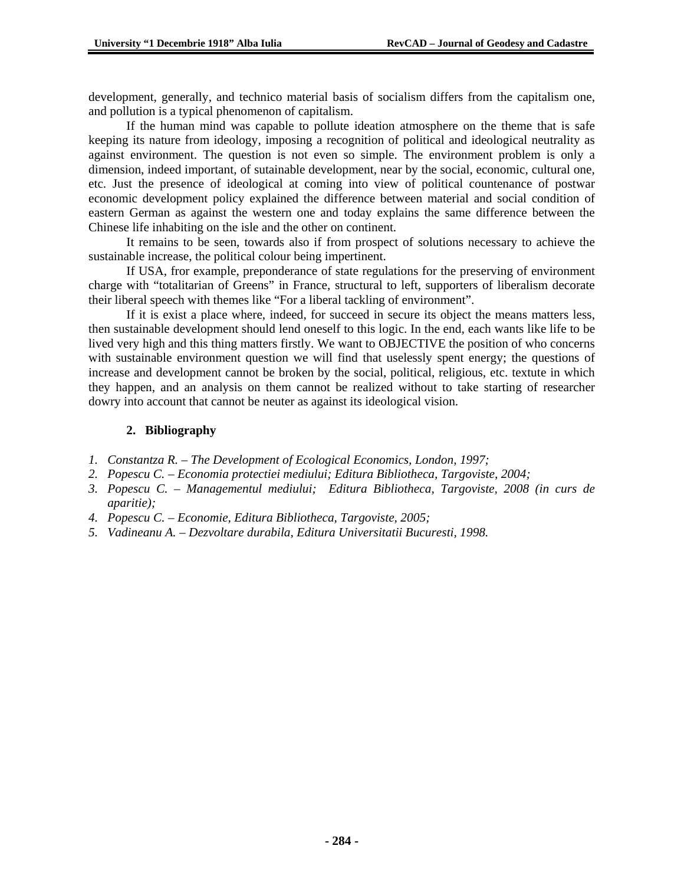development, generally, and technico material basis of socialism differs from the capitalism one, and pollution is a typical phenomenon of capitalism.

If the human mind was capable to pollute ideation atmosphere on the theme that is safe keeping its nature from ideology, imposing a recognition of political and ideological neutrality as against environment. The question is not even so simple. The environment problem is only a dimension, indeed important, of sutainable development, near by the social, economic, cultural one, etc. Just the presence of ideological at coming into view of political countenance of postwar economic development policy explained the difference between material and social condition of eastern German as against the western one and today explains the same difference between the Chinese life inhabiting on the isle and the other on continent.

It remains to be seen, towards also if from prospect of solutions necessary to achieve the sustainable increase, the political colour being impertinent.

If USA, fror example, preponderance of state regulations for the preserving of environment charge with "totalitarian of Greens" in France, structural to left, supporters of liberalism decorate their liberal speech with themes like "For a liberal tackling of environment".

If it is exist a place where, indeed, for succeed in secure its object the means matters less, then sustainable development should lend oneself to this logic. In the end, each wants like life to be lived very high and this thing matters firstly. We want to OBJECTIVE the position of who concerns with sustainable environment question we will find that uselessly spent energy; the questions of increase and development cannot be broken by the social, political, religious, etc. textute in which they happen, and an analysis on them cannot be realized without to take starting of researcher dowry into account that cannot be neuter as against its ideological vision.

## 2. Bibliography

1. *Constantza R. – The Development of Ecological Economics, London, 1997;*
2. *Popescu C. – Economia protectiei mediului; Editura Bibliotheca, Targoviste, 2004;*
3. *Popescu C. – Managementul mediului; Editura Bibliotheca, Targoviste, 2008 (in curs de aparitie);*
4. *Popescu C. – Economie, Editura Bibliotheca, Targoviste, 2005;*
5. *Vadineanu A. – Dezvoltare durabila, Editura Universitatii Bucuresti, 1998.*